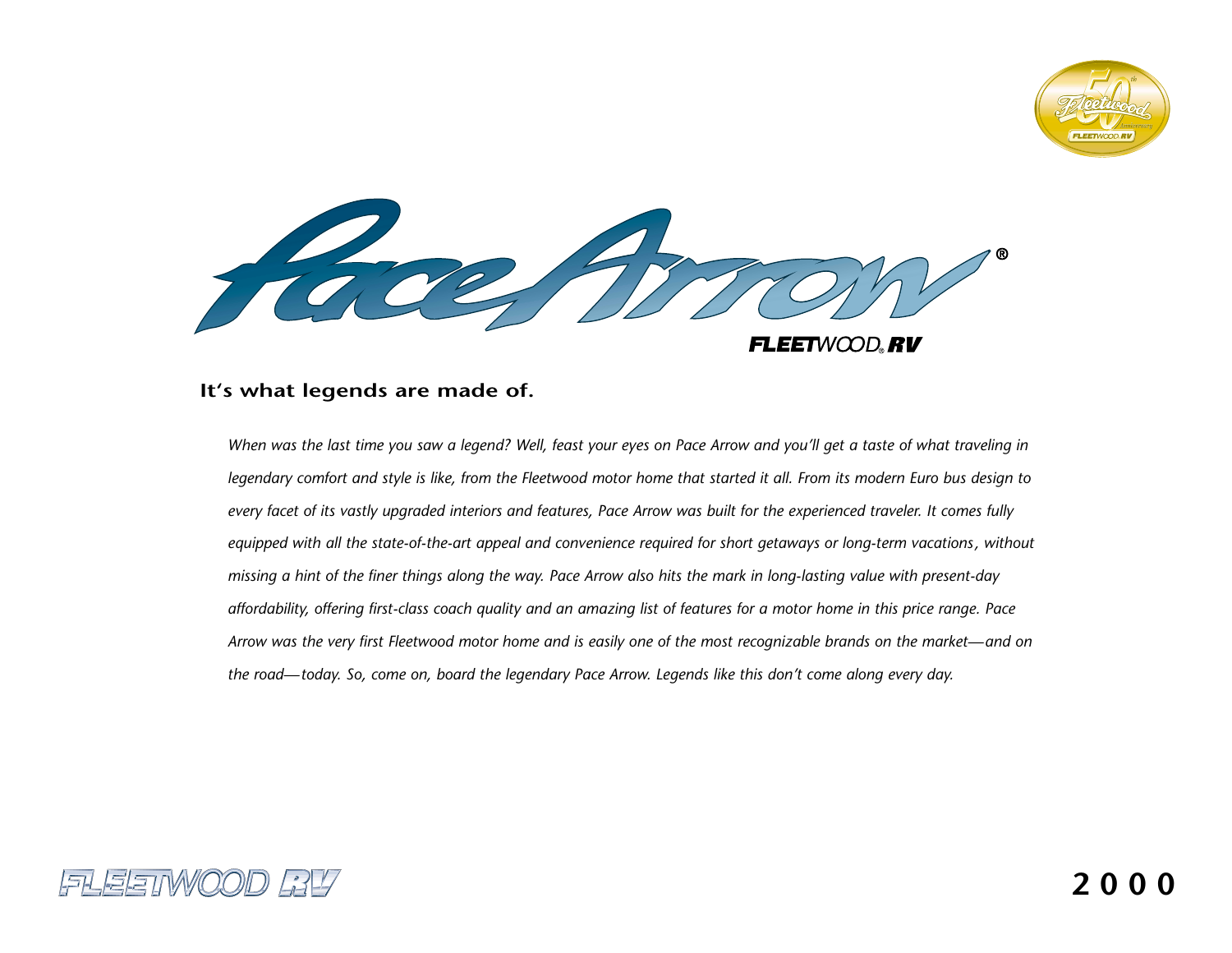# Pace Arrow®

FLEETWOOD® RV

## It's what legends are made of.

*When was the last time you saw a legend? Well, feast your eyes on Pace Arrow and you'll get a taste of what traveling in legendary comfort and style is like, from the Fleetwood motor home that started it all. From its modern Euro bus design to every facet of its vastly upgraded interiors and features, Pace Arrow was built for the experienced traveler. It comes fully equipped with all the state-of-the-art appeal and convenience required for short getaways or long-term vacations, without missing a hint of the finer things along the way. Pace Arrow also hits the mark in long-lasting value with present-day affordability, offering first-class coach quality and an amazing list of features for a motor home in this price range. Pace Arrow was the very first Fleetwood motor home and is easily one of the most recognizable brands on the market—and on the road—today. So, come on, board the legendary Pace Arrow. Legends like this don't come along every day.*

FLEETWOOD RV

2000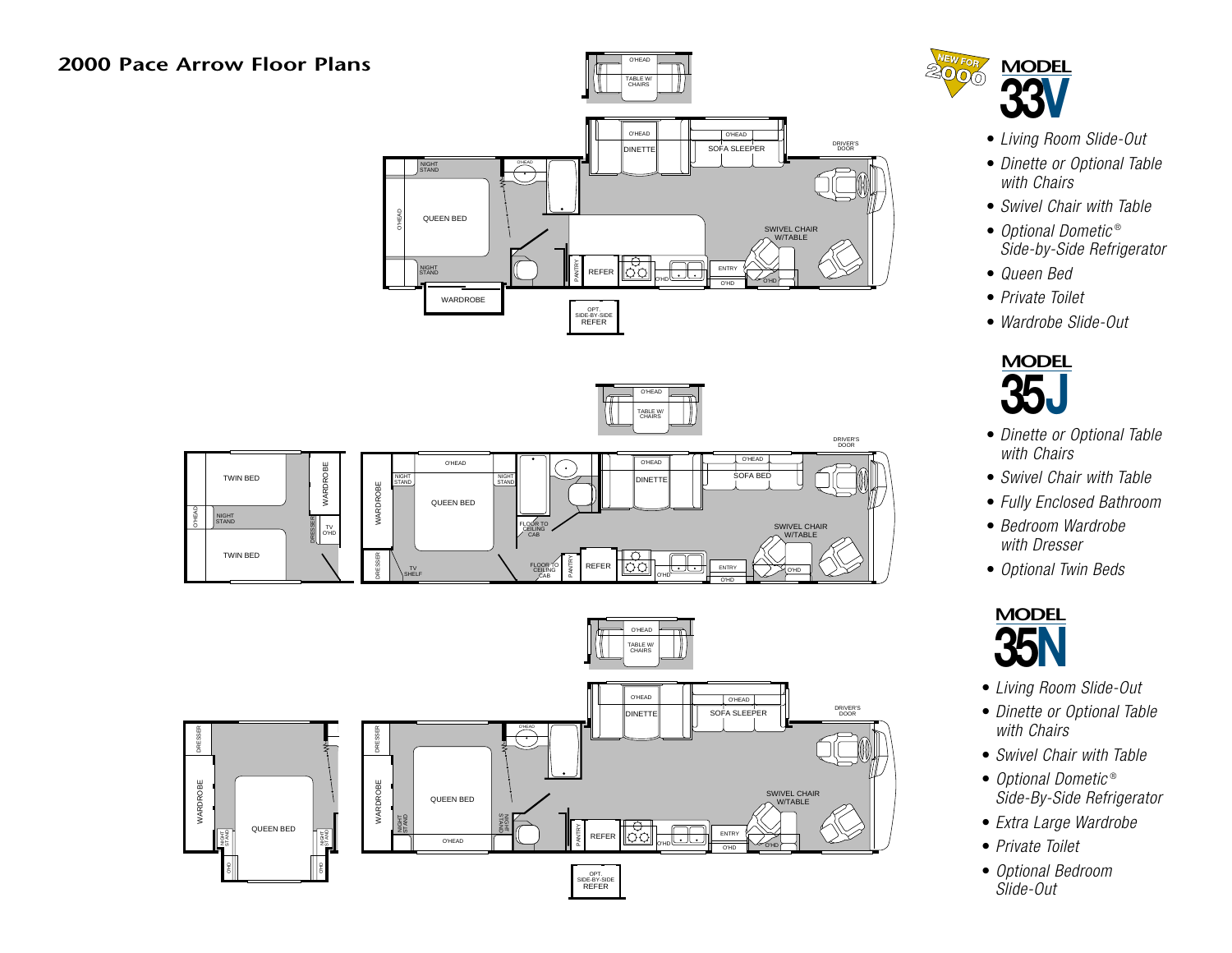# 2000 Pace Arrow Floor Plans

NEW FOR 2000

## MODEL 33V

- *Living Room Slide-Out*
- *Dinette or Optional Table with Chairs*
- *Swivel Chair with Table*
- *Optional Dometic® Side-by-Side Refrigerator*
- *Queen Bed*
- *Private Toilet*
- *Wardrobe Slide-Out*

## MODEL 35J

- *Dinette or Optional Table with Chairs*
- *Swivel Chair with Table*
- *Fully Enclosed Bathroom*
- *Bedroom Wardrobe with Dresser*
- *Optional Twin Beds*

## MODEL 35N

- *Living Room Slide-Out*
- *Dinette or Optional Table with Chairs*
- *Swivel Chair with Table*
- *Optional Dometic® Side-By-Side Refrigerator*
- *Extra Large Wardrobe*
- *Private Toilet*
- *Optional Bedroom Slide-Out*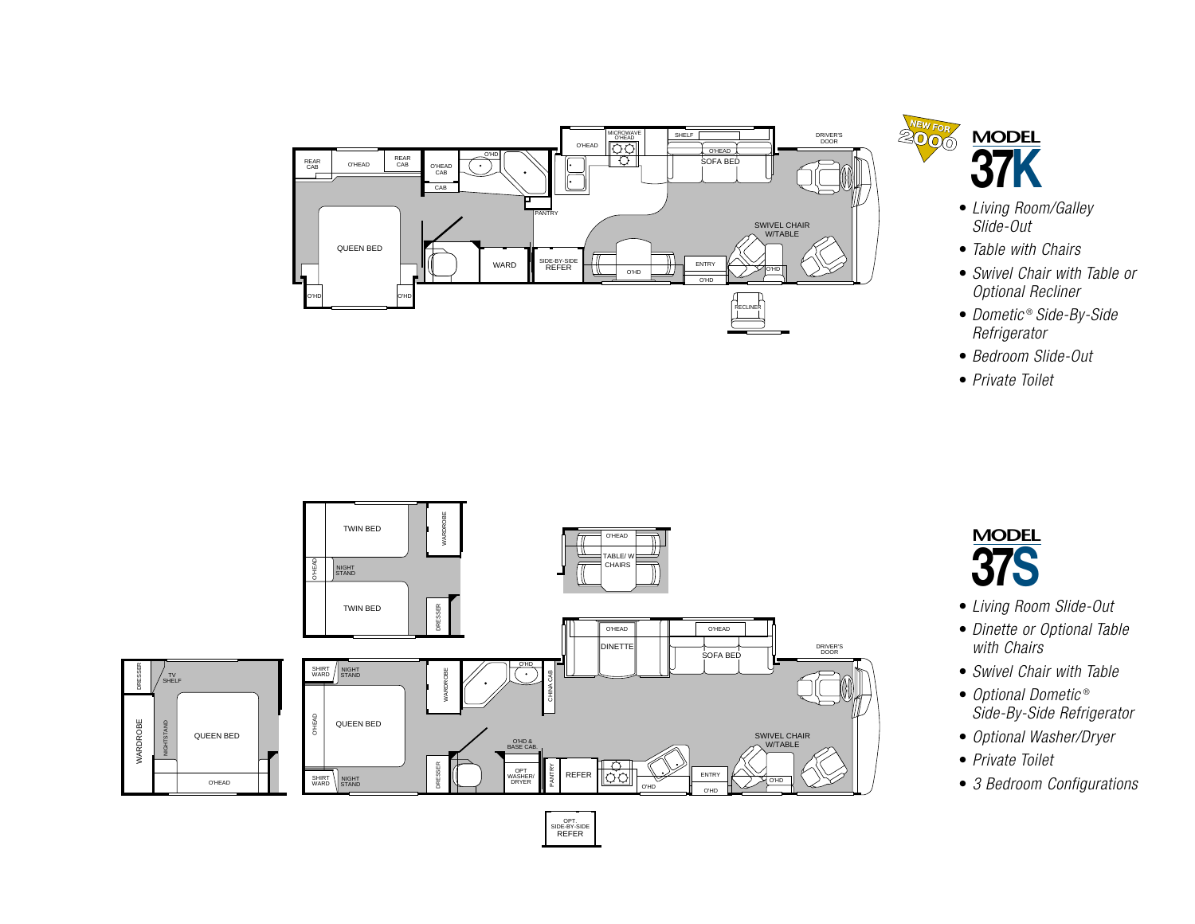NEW FOR 2000

## MODEL 37K

- *Living Room/Galley Slide-Out*
- *Table with Chairs*
- *Swivel Chair with Table or Optional Recliner*
- *Dometic® Side-By-Side Refrigerator*
- *Bedroom Slide-Out*
- *Private Toilet*

## MODEL 37S

- *Living Room Slide-Out*
- *Dinette or Optional Table with Chairs*
- *Swivel Chair with Table*
- *Optional Dometic® Side-By-Side Refrigerator*
- *Optional Washer/Dryer*
- *Private Toilet*
- *3 Bedroom Configurations*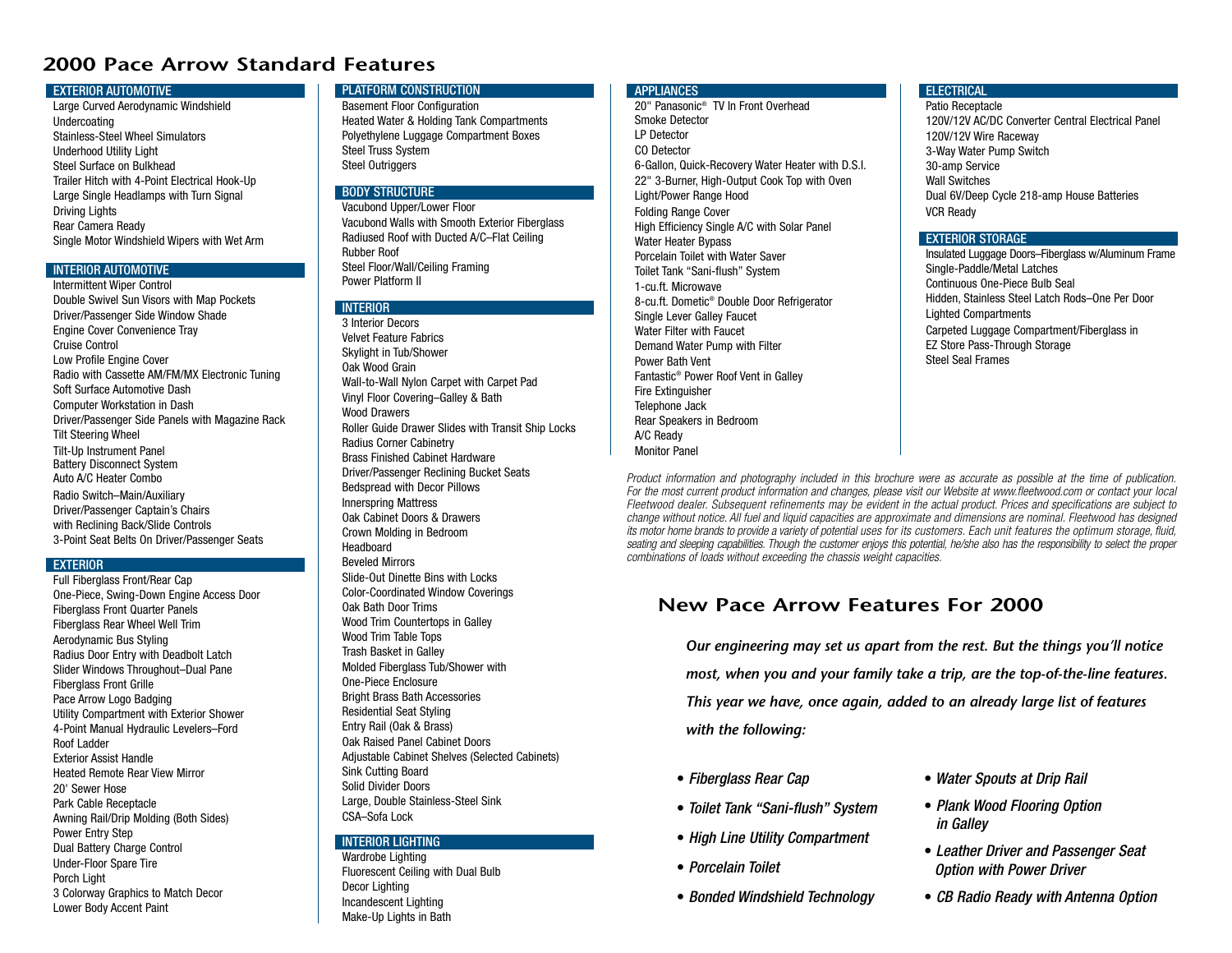# 2000 Pace Arrow Standard Features

### EXTERIOR AUTOMOTIVE

Large Curved Aerodynamic Windshield
Undercoating
Stainless-Steel Wheel Simulators
Underhood Utility Light
Steel Surface on Bulkhead
Trailer Hitch with 4-Point Electrical Hook-Up
Large Single Headlamps with Turn Signal
Driving Lights
Rear Camera Ready
Single Motor Windshield Wipers with Wet Arm

### INTERIOR AUTOMOTIVE

Intermittent Wiper Control
Double Swivel Sun Visors with Map Pockets
Driver/Passenger Side Window Shade
Engine Cover Convenience Tray
Cruise Control
Low Profile Engine Cover
Radio with Cassette AM/FM/MX Electronic Tuning
Soft Surface Automotive Dash
Computer Workstation in Dash
Driver/Passenger Side Panels with Magazine Rack
Tilt Steering Wheel
Tilt-Up Instrument Panel
Battery Disconnect System
Auto A/C Heater Combo
Radio Switch–Main/Auxiliary
Driver/Passenger Captain's Chairs
with Reclining Back/Slide Controls
3-Point Seat Belts On Driver/Passenger Seats

### EXTERIOR

Full Fiberglass Front/Rear Cap
One-Piece, Swing-Down Engine Access Door
Fiberglass Front Quarter Panels
Fiberglass Rear Wheel Well Trim
Aerodynamic Bus Styling
Radius Door Entry with Deadbolt Latch
Slider Windows Throughout–Dual Pane
Fiberglass Front Grille
Pace Arrow Logo Badging
Utility Compartment with Exterior Shower
4-Point Manual Hydraulic Levelers–Ford
Roof Ladder
Exterior Assist Handle
Heated Remote Rear View Mirror
20' Sewer Hose
Park Cable Receptacle
Awning Rail/Drip Molding (Both Sides)
Power Entry Step
Dual Battery Charge Control
Under-Floor Spare Tire
Porch Light
3 Colorway Graphics to Match Decor
Lower Body Accent Paint

### PLATFORM CONSTRUCTION

Basement Floor Configuration
Heated Water & Holding Tank Compartments
Polyethylene Luggage Compartment Boxes
Steel Truss System
Steel Outriggers

### BODY STRUCTURE

Vacubond Upper/Lower Floor
Vacubond Walls with Smooth Exterior Fiberglass
Radiused Roof with Ducted A/C–Flat Ceiling
Rubber Roof
Steel Floor/Wall/Ceiling Framing
Power Platform II

### INTERIOR

3 Interior Decors
Velvet Feature Fabrics
Skylight in Tub/Shower
Oak Wood Grain
Wall-to-Wall Nylon Carpet with Carpet Pad
Vinyl Floor Covering–Galley & Bath
Wood Drawers
Roller Guide Drawer Slides with Transit Ship Locks
Radius Corner Cabinetry
Brass Finished Cabinet Hardware
Driver/Passenger Reclining Bucket Seats
Bedspread with Decor Pillows
Innerspring Mattress
Oak Cabinet Doors & Drawers
Crown Molding in Bedroom
Headboard
Beveled Mirrors
Slide-Out Dinette Bins with Locks
Color-Coordinated Window Coverings
Oak Bath Door Trims
Wood Trim Countertops in Galley
Wood Trim Table Tops
Trash Basket in Galley
Molded Fiberglass Tub/Shower with
One-Piece Enclosure
Bright Brass Bath Accessories
Residential Seat Styling
Entry Rail (Oak & Brass)
Oak Raised Panel Cabinet Doors
Adjustable Cabinet Shelves (Selected Cabinets)
Sink Cutting Board
Solid Divider Doors
Large, Double Stainless-Steel Sink
CSA–Sofa Lock

### INTERIOR LIGHTING

Wardrobe Lighting
Fluorescent Ceiling with Dual Bulb
Decor Lighting
Incandescent Lighting
Make-Up Lights in Bath

### APPLIANCES

20" Panasonic® TV In Front Overhead
Smoke Detector
LP Detector
CO Detector
6-Gallon, Quick-Recovery Water Heater with D.S.I.
22" 3-Burner, High-Output Cook Top with Oven
Light/Power Range Hood
Folding Range Cover
High Efficiency Single A/C with Solar Panel
Water Heater Bypass
Porcelain Toilet with Water Saver
Toilet Tank "Sani-flush" System
1-cu.ft. Microwave
8-cu.ft. Dometic® Double Door Refrigerator
Single Lever Galley Faucet
Water Filter with Faucet
Demand Water Pump with Filter
Power Bath Vent
Fantastic® Power Roof Vent in Galley
Fire Extinguisher
Telephone Jack
Rear Speakers in Bedroom
A/C Ready
Monitor Panel

### ELECTRICAL

Patio Receptacle
120V/12V AC/DC Converter Central Electrical Panel
120V/12V Wire Raceway
3-Way Water Pump Switch
30-amp Service
Wall Switches
Dual 6V/Deep Cycle 218-amp House Batteries
VCR Ready

### EXTERIOR STORAGE

Insulated Luggage Doors–Fiberglass w/Aluminum Frame
Single-Paddle/Metal Latches
Continuous One-Piece Bulb Seal
Hidden, Stainless Steel Latch Rods–One Per Door
Lighted Compartments
Carpeted Luggage Compartment/Fiberglass in
EZ Store Pass-Through Storage
Steel Seal Frames

*Product information and photography included in this brochure were as accurate as possible at the time of publication. For the most current product information and changes, please visit our Website at www.fleetwood.com or contact your local Fleetwood dealer. Subsequent refinements may be evident in the actual product. Prices and specifications are subject to change without notice. All fuel and liquid capacities are approximate and dimensions are nominal. Fleetwood has designed its motor home brands to provide a variety of potential uses for its customers. Each unit features the optimum storage, fluid, seating and sleeping capabilities. Though the customer enjoys this potential, he/she also has the responsibility to select the proper combinations of loads without exceeding the chassis weight capacities.*

## New Pace Arrow Features For 2000

***Our engineering may set us apart from the rest. But the things you'll notice most, when you and your family take a trip, are the top-of-the-line features. This year we have, once again, added to an already large list of features with the following:***

- *Fiberglass Rear Cap*
- *Toilet Tank "Sani-flush" System*
- *High Line Utility Compartment*
- *Porcelain Toilet*
- *Bonded Windshield Technology*
- *Water Spouts at Drip Rail*
- *Plank Wood Flooring Option in Galley*
- *Leather Driver and Passenger Seat Option with Power Driver*
- *CB Radio Ready with Antenna Option*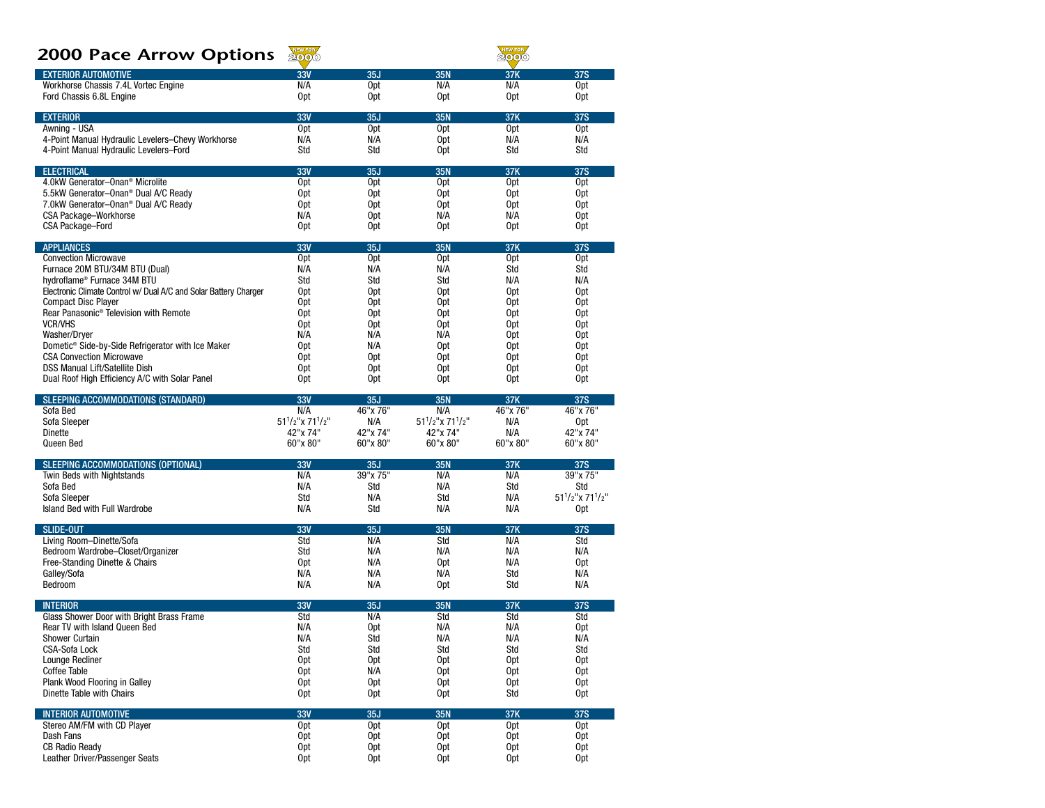# 2000 Pace Arrow Options

NEW FOR 2000 (33V, 37K)

| EXTERIOR AUTOMOTIVE | 33V | 35J | 35N | 37K | 37S |
|---|---|---|---|---|---|
| Workhorse Chassis 7.4L Vortec Engine | N/A | Opt | N/A | N/A | Opt |
| Ford Chassis 6.8L Engine | Opt | Opt | Opt | Opt | Opt |

| EXTERIOR | 33V | 35J | 35N | 37K | 37S |
|---|---|---|---|---|---|
| Awning - USA | Opt | Opt | Opt | Opt | Opt |
| 4-Point Manual Hydraulic Levelers–Chevy Workhorse | N/A | N/A | Opt | N/A | N/A |
| 4-Point Manual Hydraulic Levelers–Ford | Std | Std | Opt | Std | Std |

| ELECTRICAL | 33V | 35J | 35N | 37K | 37S |
|---|---|---|---|---|---|
| 4.0kW Generator–Onan® Microlite | Opt | Opt | Opt | Opt | Opt |
| 5.5kW Generator–Onan® Dual A/C Ready | Opt | Opt | Opt | Opt | Opt |
| 7.0kW Generator–Onan® Dual A/C Ready | Opt | Opt | Opt | Opt | Opt |
| CSA Package–Workhorse | N/A | Opt | N/A | N/A | Opt |
| CSA Package–Ford | Opt | Opt | Opt | Opt | Opt |

| APPLIANCES | 33V | 35J | 35N | 37K | 37S |
|---|---|---|---|---|---|
| Convection Microwave | Opt | Opt | Opt | Opt | Opt |
| Furnace 20M BTU/34M BTU (Dual) | N/A | N/A | N/A | Std | Std |
| hydroflame® Furnace 34M BTU | Std | Std | Std | N/A | N/A |
| Electronic Climate Control w/ Dual A/C and Solar Battery Charger | Opt | Opt | Opt | Opt | Opt |
| Compact Disc Player | Opt | Opt | Opt | Opt | Opt |
| Rear Panasonic® Television with Remote | Opt | Opt | Opt | Opt | Opt |
| VCR/VHS | Opt | Opt | Opt | Opt | Opt |
| Washer/Dryer | N/A | N/A | N/A | Opt | Opt |
| Dometic® Side-by-Side Refrigerator with Ice Maker | Opt | N/A | Opt | Opt | Opt |
| CSA Convection Microwave | Opt | Opt | Opt | Opt | Opt |
| DSS Manual Lift/Satellite Dish | Opt | Opt | Opt | Opt | Opt |
| Dual Roof High Efficiency A/C with Solar Panel | Opt | Opt | Opt | Opt | Opt |

| SLEEPING ACCOMMODATIONS (STANDARD) | 33V | 35J | 35N | 37K | 37S |
|---|---|---|---|---|---|
| Sofa Bed | N/A | 46"x 76" | N/A | 46"x 76" | 46"x 76" |
| Sofa Sleeper | 51 1/2"x 71 1/2" | N/A | 51 1/2"x 71 1/2" | N/A | Opt |
| Dinette | 42"x 74" | 42"x 74" | 42"x 74" | N/A | 42"x 74" |
| Queen Bed | 60"x 80" | 60"x 80" | 60"x 80" | 60"x 80" | 60"x 80" |

| SLEEPING ACCOMMODATIONS (OPTIONAL) | 33V | 35J | 35N | 37K | 37S |
|---|---|---|---|---|---|
| Twin Beds with Nightstands | N/A | 39"x 75" | N/A | N/A | 39"x 75" |
| Sofa Bed | N/A | Std | N/A | Std | Std |
| Sofa Sleeper | Std | N/A | Std | N/A | 51 1/2"x 71 1/2" |
| Island Bed with Full Wardrobe | N/A | Std | N/A | N/A | Opt |

| SLIDE-OUT | 33V | 35J | 35N | 37K | 37S |
|---|---|---|---|---|---|
| Living Room–Dinette/Sofa | Std | N/A | Std | N/A | Std |
| Bedroom Wardrobe–Closet/Organizer | Std | N/A | N/A | N/A | N/A |
| Free-Standing Dinette & Chairs | Opt | N/A | Opt | N/A | Opt |
| Galley/Sofa | N/A | N/A | N/A | Std | N/A |
| Bedroom | N/A | N/A | Opt | Std | N/A |

| INTERIOR | 33V | 35J | 35N | 37K | 37S |
|---|---|---|---|---|---|
| Glass Shower Door with Bright Brass Frame | Std | N/A | Std | Std | Std |
| Rear TV with Island Queen Bed | N/A | Opt | N/A | N/A | Opt |
| Shower Curtain | N/A | Std | N/A | N/A | N/A |
| CSA-Sofa Lock | Std | Std | Std | Std | Std |
| Lounge Recliner | Opt | Opt | Opt | Opt | Opt |
| Coffee Table | Opt | N/A | Opt | Opt | Opt |
| Plank Wood Flooring in Galley | Opt | Opt | Opt | Opt | Opt |
| Dinette Table with Chairs | Opt | Opt | Opt | Std | Opt |

| INTERIOR AUTOMOTIVE | 33V | 35J | 35N | 37K | 37S |
|---|---|---|---|---|---|
| Stereo AM/FM with CD Player | Opt | Opt | Opt | Opt | Opt |
| Dash Fans | Opt | Opt | Opt | Opt | Opt |
| CB Radio Ready | Opt | Opt | Opt | Opt | Opt |
| Leather Driver/Passenger Seats | Opt | Opt | Opt | Opt | Opt |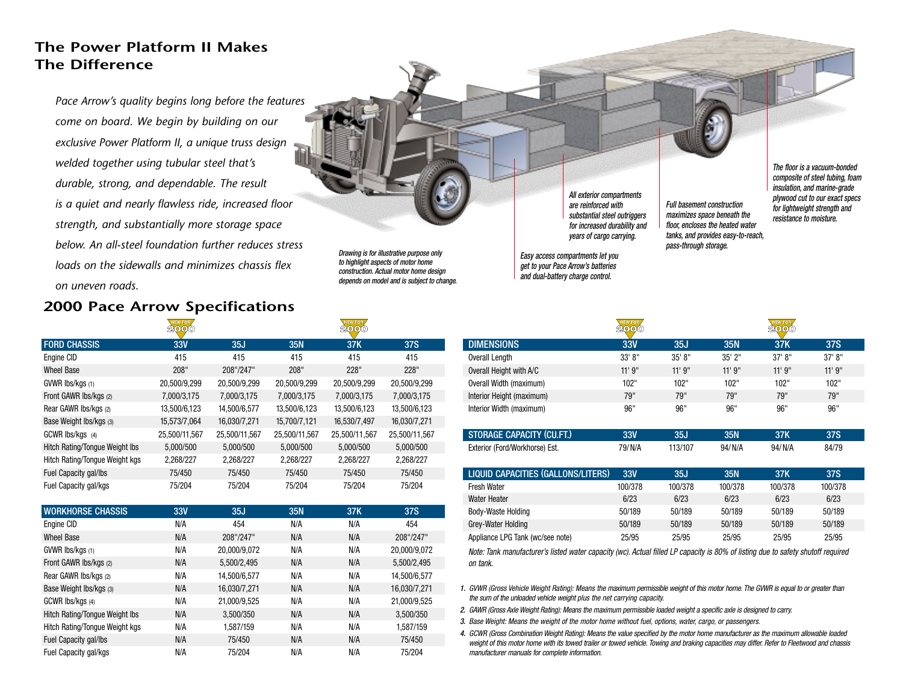# The Power Platform II Makes The Difference

*Pace Arrow's quality begins long before the features come on board. We begin by building on our exclusive Power Platform II, a unique truss design welded together using tubular steel that's durable, strong, and dependable. The result is a quiet and nearly flawless ride, increased floor strength, and substantially more storage space below. An all-steel foundation further reduces stress loads on the sidewalls and minimizes chassis flex on uneven roads.*

*Drawing is for illustrative purpose only to highlight aspects of motor home construction. Actual motor home design depends on model and is subject to change.*

*Easy access compartments let you get to your Pace Arrow's batteries and dual-battery charge control.*

*All exterior compartments are reinforced with substantial steel outriggers for increased durability and years of cargo carrying.*

*Full basement construction maximizes space beneath the floor, encloses the heated water tanks, and provides easy-to-reach, pass-through storage.*

*The floor is a vacuum-bonded composite of steel tubing, foam insulation, and marine-grade plywood cut to our exact specs for lightweight strength and resistance to moisture.*

## 2000 Pace Arrow Specifications

(33V and 37K: NEW FOR 2000)

| FORD CHASSIS | 33V | 35J | 35N | 37K | 37S |
|---|---|---|---|---|---|
| Engine CID | 415 | 415 | 415 | 415 | 415 |
| Wheel Base | 208" | 208"/247" | 208" | 228" | 228" |
| GVWR lbs/kgs (1) | 20,500/9,299 | 20,500/9,299 | 20,500/9,299 | 20,500/9,299 | 20,500/9,299 |
| Front GAWR lbs/kgs (2) | 7,000/3,175 | 7,000/3,175 | 7,000/3,175 | 7,000/3,175 | 7,000/3,175 |
| Rear GAWR lbs/kgs (2) | 13,500/6,123 | 14,500/6,577 | 13,500/6,123 | 13,500/6,123 | 13,500/6,123 |
| Base Weight lbs/kgs (3) | 15,573/7,064 | 16,030/7,271 | 15,700/7,121 | 16,530/7,497 | 16,030/7,271 |
| GCWR lbs/kgs (4) | 25,500/11,567 | 25,500/11,567 | 25,500/11,567 | 25,500/11,567 | 25,500/11,567 |
| Hitch Rating/Tongue Weight lbs | 5,000/500 | 5,000/500 | 5,000/500 | 5,000/500 | 5,000/500 |
| Hitch Rating/Tongue Weight kgs | 2,268/227 | 2,268/227 | 2,268/227 | 2,268/227 | 2,268/227 |
| Fuel Capacity gal/lbs | 75/450 | 75/450 | 75/450 | 75/450 | 75/450 |
| Fuel Capacity gal/kgs | 75/204 | 75/204 | 75/204 | 75/204 | 75/204 |

| WORKHORSE CHASSIS | 33V | 35J | 35N | 37K | 37S |
|---|---|---|---|---|---|
| Engine CID | N/A | 454 | N/A | N/A | 454 |
| Wheel Base | N/A | 208"/247" | N/A | N/A | 208"/247" |
| GVWR lbs/kgs (1) | N/A | 20,000/9,072 | N/A | N/A | 20,000/9,072 |
| Front GAWR lbs/kgs (2) | N/A | 5,500/2,495 | N/A | N/A | 5,500/2,495 |
| Rear GAWR lbs/kgs (2) | N/A | 14,500/6,577 | N/A | N/A | 14,500/6,577 |
| Base Weight lbs/kgs (3) | N/A | 16,030/7,271 | N/A | N/A | 16,030/7,271 |
| GCWR lbs/kgs (4) | N/A | 21,000/9,525 | N/A | N/A | 21,000/9,525 |
| Hitch Rating/Tongue Weight lbs | N/A | 3,500/350 | N/A | N/A | 3,500/350 |
| Hitch Rating/Tongue Weight kgs | N/A | 1,587/159 | N/A | N/A | 1,587/159 |
| Fuel Capacity gal/lbs | N/A | 75/450 | N/A | N/A | 75/450 |
| Fuel Capacity gal/kgs | N/A | 75/204 | N/A | N/A | 75/204 |

| DIMENSIONS | 33V | 35J | 35N | 37K | 37S |
|---|---|---|---|---|---|
| Overall Length | 33' 8" | 35' 8" | 35' 2" | 37' 8" | 37' 8" |
| Overall Height with A/C | 11' 9" | 11' 9" | 11' 9" | 11' 9" | 11' 9" |
| Overall Width (maximum) | 102" | 102" | 102" | 102" | 102" |
| Interior Height (maximum) | 79" | 79" | 79" | 79" | 79" |
| Interior Width (maximum) | 96" | 96" | 96" | 96" | 96" |

| STORAGE CAPACITY (CU.FT.) | 33V | 35J | 35N | 37K | 37S |
|---|---|---|---|---|---|
| Exterior (Ford/Workhorse) Est. | 79/N/A | 113/107 | 94/N/A | 94/N/A | 84/79 |

| LIQUID CAPACITIES (GALLONS/LITERS) | 33V | 35J | 35N | 37K | 37S |
|---|---|---|---|---|---|
| Fresh Water | 100/378 | 100/378 | 100/378 | 100/378 | 100/378 |
| Water Heater | 6/23 | 6/23 | 6/23 | 6/23 | 6/23 |
| Body-Waste Holding | 50/189 | 50/189 | 50/189 | 50/189 | 50/189 |
| Grey-Water Holding | 50/189 | 50/189 | 50/189 | 50/189 | 50/189 |
| Appliance LPG Tank (wc/see note) | 25/95 | 25/95 | 25/95 | 25/95 | 25/95 |

*Note: Tank manufacturer's listed water capacity (wc). Actual filled LP capacity is 80% of listing due to safety shutoff required on tank.*

1. *GVWR (Gross Vehicle Weight Rating): Means the maximum permissible weight of this motor home. The GVWR is equal to or greater than the sum of the unloaded vehicle weight plus the net carrying capacity.*
2. *GAWR (Gross Axle Weight Rating): Means the maximum permissible loaded weight a specific axle is designed to carry.*
3. *Base Weight: Means the weight of the motor home without fuel, options, water, cargo, or passengers.*
4. *GCWR (Gross Combination Weight Rating): Means the value specified by the motor home manufacturer as the maximum allowable loaded weight of this motor home with its towed trailer or towed vehicle. Towing and braking capacities may differ. Refer to Fleetwood and chassis manufacturer manuals for complete information.*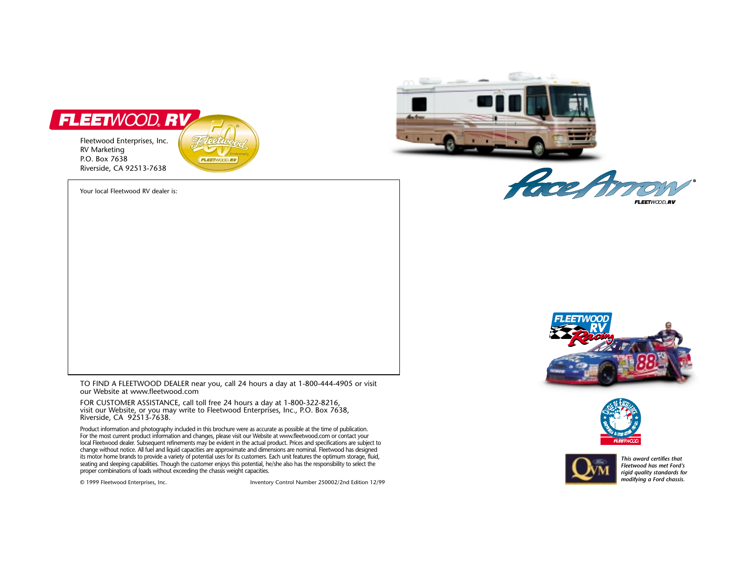FLEETWOOD RV

Fleetwood Enterprises, Inc.
RV Marketing
P.O. Box 7638
Riverside, CA 92513-7638

Your local Fleetwood RV dealer is:

TO FIND A FLEETWOOD DEALER near you, call 24 hours a day at 1-800-444-4905 or visit our Website at www.fleetwood.com

FOR CUSTOMER ASSISTANCE, call toll free 24 hours a day at 1-800-322-8216, visit our Website, or you may write to Fleetwood Enterprises, Inc., P.O. Box 7638, Riverside, CA 92513-7638.

Product information and photography included in this brochure were as accurate as possible at the time of publication. For the most current product information and changes, please visit our Website at www.fleetwood.com or contact your local Fleetwood dealer. Subsequent refinements may be evident in the actual product. Prices and specifications are subject to change without notice. All fuel and liquid capacities are approximate and dimensions are nominal. Fleetwood has designed its motor home brands to provide a variety of potential uses for its customers. Each unit features the optimum storage, fluid, seating and sleeping capabilities. Though the customer enjoys this potential, he/she also has the responsibility to select the proper combinations of loads without exceeding the chassis weight capacities.

© 1999 Fleetwood Enterprises, Inc.

Inventory Control Number 250002/2nd Edition 12/99

Pace Arrow®

FLEETWOOD RV

FLEETWOOD RV Racing

*This award certifies that Fleetwood has met Ford's rigid quality standards for modifying a Ford chassis.*